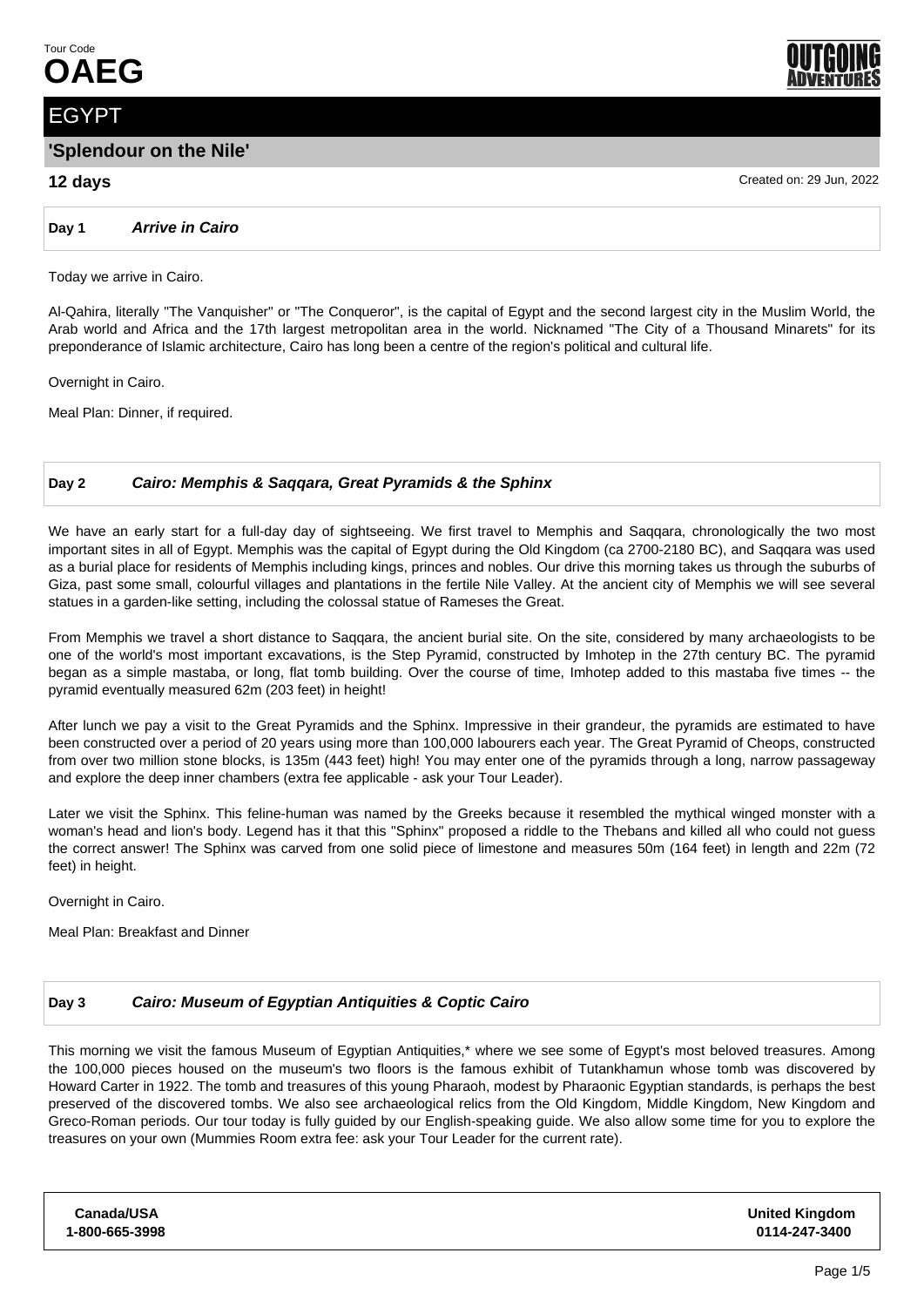Tour Code

# OAEG

OUTGOING ADVENTURES

## EGYPT

### 'Splendour on the Nile'

**12 days**

Created on: 29 Jun, 2022

**Day 1** ***Arrive in Cairo***

Today we arrive in Cairo.

Al-Qahira, literally "The Vanquisher" or "The Conqueror", is the capital of Egypt and the second largest city in the Muslim World, the Arab world and Africa and the 17th largest metropolitan area in the world. Nicknamed "The City of a Thousand Minarets" for its preponderance of Islamic architecture, Cairo has long been a centre of the region's political and cultural life.

Overnight in Cairo.

Meal Plan: Dinner, if required.

**Day 2** ***Cairo: Memphis & Saqqara, Great Pyramids & the Sphinx***

We have an early start for a full-day day of sightseeing. We first travel to Memphis and Saqqara, chronologically the two most important sites in all of Egypt. Memphis was the capital of Egypt during the Old Kingdom (ca 2700-2180 BC), and Saqqara was used as a burial place for residents of Memphis including kings, princes and nobles. Our drive this morning takes us through the suburbs of Giza, past some small, colourful villages and plantations in the fertile Nile Valley. At the ancient city of Memphis we will see several statues in a garden-like setting, including the colossal statue of Rameses the Great.

From Memphis we travel a short distance to Saqqara, the ancient burial site. On the site, considered by many archaeologists to be one of the world's most important excavations, is the Step Pyramid, constructed by Imhotep in the 27th century BC. The pyramid began as a simple mastaba, or long, flat tomb building. Over the course of time, Imhotep added to this mastaba five times -- the pyramid eventually measured 62m (203 feet) in height!

After lunch we pay a visit to the Great Pyramids and the Sphinx. Impressive in their grandeur, the pyramids are estimated to have been constructed over a period of 20 years using more than 100,000 labourers each year. The Great Pyramid of Cheops, constructed from over two million stone blocks, is 135m (443 feet) high! You may enter one of the pyramids through a long, narrow passageway and explore the deep inner chambers (extra fee applicable - ask your Tour Leader).

Later we visit the Sphinx. This feline-human was named by the Greeks because it resembled the mythical winged monster with a woman's head and lion's body. Legend has it that this "Sphinx" proposed a riddle to the Thebans and killed all who could not guess the correct answer! The Sphinx was carved from one solid piece of limestone and measures 50m (164 feet) in length and 22m (72 feet) in height.

Overnight in Cairo.

Meal Plan: Breakfast and Dinner

**Day 3** ***Cairo: Museum of Egyptian Antiquities & Coptic Cairo***

This morning we visit the famous Museum of Egyptian Antiquities,* where we see some of Egypt's most beloved treasures. Among the 100,000 pieces housed on the museum's two floors is the famous exhibit of Tutankhamun whose tomb was discovered by Howard Carter in 1922. The tomb and treasures of this young Pharaoh, modest by Pharaonic Egyptian standards, is perhaps the best preserved of the discovered tombs. We also see archaeological relics from the Old Kingdom, Middle Kingdom, New Kingdom and Greco-Roman periods. Our tour today is fully guided by our English-speaking guide. We also allow some time for you to explore the treasures on your own (Mummies Room extra fee: ask your Tour Leader for the current rate).

| Canada/USA | United Kingdom |
|---|---|
| 1-800-665-3998 | 0114-247-3400 |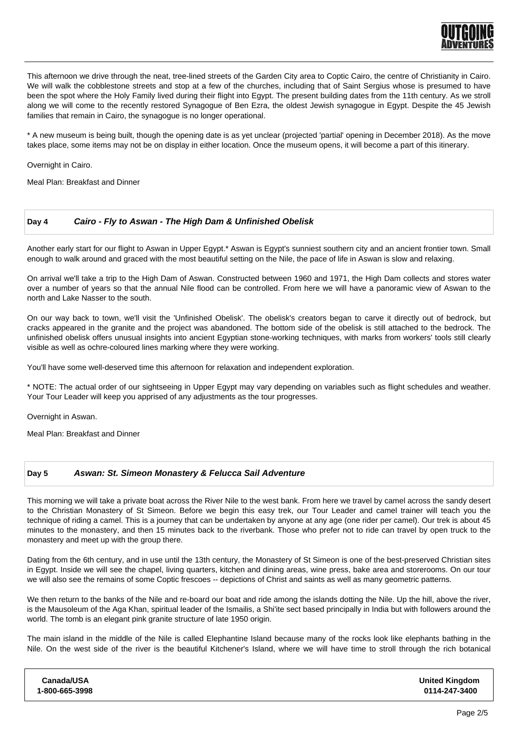This afternoon we drive through the neat, tree-lined streets of the Garden City area to Coptic Cairo, the centre of Christianity in Cairo. We will walk the cobblestone streets and stop at a few of the churches, including that of Saint Sergius whose is presumed to have been the spot where the Holy Family lived during their flight into Egypt. The present building dates from the 11th century. As we stroll along we will come to the recently restored Synagogue of Ben Ezra, the oldest Jewish synagogue in Egypt. Despite the 45 Jewish families that remain in Cairo, the synagogue is no longer operational.

* A new museum is being built, though the opening date is as yet unclear (projected 'partial' opening in December 2018). As the move takes place, some items may not be on display in either location. Once the museum opens, it will become a part of this itinerary.

Overnight in Cairo.

Meal Plan: Breakfast and Dinner

## Day 4 *Cairo - Fly to Aswan - The High Dam & Unfinished Obelisk*

Another early start for our flight to Aswan in Upper Egypt.* Aswan is Egypt's sunniest southern city and an ancient frontier town. Small enough to walk around and graced with the most beautiful setting on the Nile, the pace of life in Aswan is slow and relaxing.

On arrival we'll take a trip to the High Dam of Aswan. Constructed between 1960 and 1971, the High Dam collects and stores water over a number of years so that the annual Nile flood can be controlled. From here we will have a panoramic view of Aswan to the north and Lake Nasser to the south.

On our way back to town, we'll visit the 'Unfinished Obelisk'. The obelisk's creators began to carve it directly out of bedrock, but cracks appeared in the granite and the project was abandoned. The bottom side of the obelisk is still attached to the bedrock. The unfinished obelisk offers unusual insights into ancient Egyptian stone-working techniques, with marks from workers' tools still clearly visible as well as ochre-coloured lines marking where they were working.

You'll have some well-deserved time this afternoon for relaxation and independent exploration.

* NOTE: The actual order of our sightseeing in Upper Egypt may vary depending on variables such as flight schedules and weather. Your Tour Leader will keep you apprised of any adjustments as the tour progresses.

Overnight in Aswan.

Meal Plan: Breakfast and Dinner

## Day 5 *Aswan: St. Simeon Monastery & Felucca Sail Adventure*

This morning we will take a private boat across the River Nile to the west bank. From here we travel by camel across the sandy desert to the Christian Monastery of St Simeon. Before we begin this easy trek, our Tour Leader and camel trainer will teach you the technique of riding a camel. This is a journey that can be undertaken by anyone at any age (one rider per camel). Our trek is about 45 minutes to the monastery, and then 15 minutes back to the riverbank. Those who prefer not to ride can travel by open truck to the monastery and meet up with the group there.

Dating from the 6th century, and in use until the 13th century, the Monastery of St Simeon is one of the best-preserved Christian sites in Egypt. Inside we will see the chapel, living quarters, kitchen and dining areas, wine press, bake area and storerooms. On our tour we will also see the remains of some Coptic frescoes -- depictions of Christ and saints as well as many geometric patterns.

We then return to the banks of the Nile and re-board our boat and ride among the islands dotting the Nile. Up the hill, above the river, is the Mausoleum of the Aga Khan, spiritual leader of the Ismailis, a Shi'ite sect based principally in India but with followers around the world. The tomb is an elegant pink granite structure of late 1950 origin.

The main island in the middle of the Nile is called Elephantine Island because many of the rocks look like elephants bathing in the Nile. On the west side of the river is the beautiful Kitchener's Island, where we will have time to stroll through the rich botanical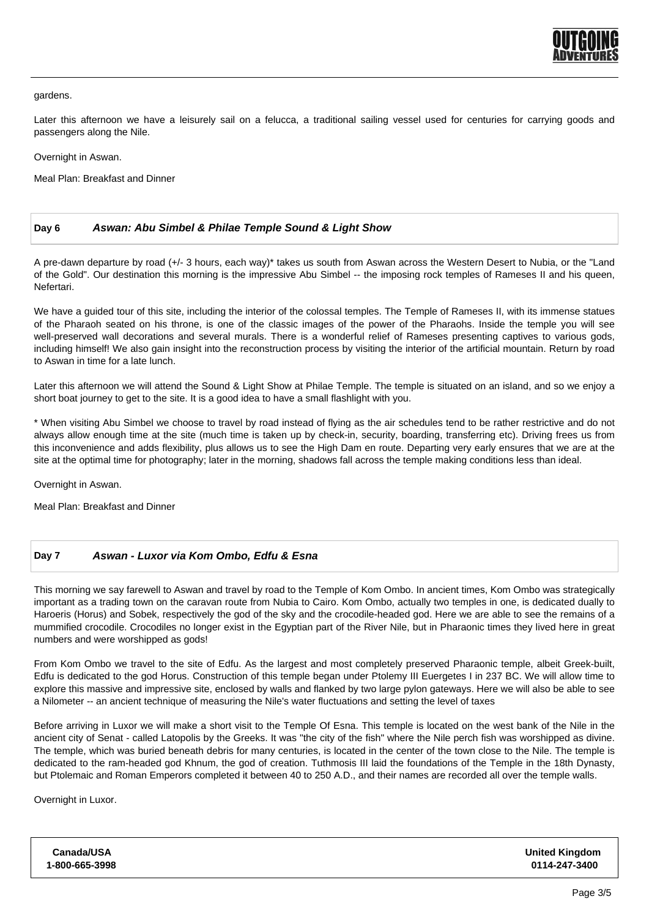gardens.

Later this afternoon we have a leisurely sail on a felucca, a traditional sailing vessel used for centuries for carrying goods and passengers along the Nile.

Overnight in Aswan.

Meal Plan: Breakfast and Dinner

## Day 6 *Aswan: Abu Simbel & Philae Temple Sound & Light Show*

A pre-dawn departure by road (+/- 3 hours, each way)* takes us south from Aswan across the Western Desert to Nubia, or the "Land of the Gold". Our destination this morning is the impressive Abu Simbel -- the imposing rock temples of Rameses II and his queen, Nefertari.

We have a guided tour of this site, including the interior of the colossal temples. The Temple of Rameses II, with its immense statues of the Pharaoh seated on his throne, is one of the classic images of the power of the Pharaohs. Inside the temple you will see well-preserved wall decorations and several murals. There is a wonderful relief of Rameses presenting captives to various gods, including himself! We also gain insight into the reconstruction process by visiting the interior of the artificial mountain. Return by road to Aswan in time for a late lunch.

Later this afternoon we will attend the Sound & Light Show at Philae Temple. The temple is situated on an island, and so we enjoy a short boat journey to get to the site. It is a good idea to have a small flashlight with you.

* When visiting Abu Simbel we choose to travel by road instead of flying as the air schedules tend to be rather restrictive and do not always allow enough time at the site (much time is taken up by check-in, security, boarding, transferring etc). Driving frees us from this inconvenience and adds flexibility, plus allows us to see the High Dam en route. Departing very early ensures that we are at the site at the optimal time for photography; later in the morning, shadows fall across the temple making conditions less than ideal.

Overnight in Aswan.

Meal Plan: Breakfast and Dinner

## Day 7 *Aswan - Luxor via Kom Ombo, Edfu & Esna*

This morning we say farewell to Aswan and travel by road to the Temple of Kom Ombo. In ancient times, Kom Ombo was strategically important as a trading town on the caravan route from Nubia to Cairo. Kom Ombo, actually two temples in one, is dedicated dually to Haroeris (Horus) and Sobek, respectively the god of the sky and the crocodile-headed god. Here we are able to see the remains of a mummified crocodile. Crocodiles no longer exist in the Egyptian part of the River Nile, but in Pharaonic times they lived here in great numbers and were worshipped as gods!

From Kom Ombo we travel to the site of Edfu. As the largest and most completely preserved Pharaonic temple, albeit Greek-built, Edfu is dedicated to the god Horus. Construction of this temple began under Ptolemy III Euergetes I in 237 BC. We will allow time to explore this massive and impressive site, enclosed by walls and flanked by two large pylon gateways. Here we will also be able to see a Nilometer -- an ancient technique of measuring the Nile's water fluctuations and setting the level of taxes

Before arriving in Luxor we will make a short visit to the Temple Of Esna. This temple is located on the west bank of the Nile in the ancient city of Senat - called Latopolis by the Greeks. It was "the city of the fish" where the Nile perch fish was worshipped as divine. The temple, which was buried beneath debris for many centuries, is located in the center of the town close to the Nile. The temple is dedicated to the ram-headed god Khnum, the god of creation. Tuthmosis III laid the foundations of the Temple in the 18th Dynasty, but Ptolemaic and Roman Emperors completed it between 40 to 250 A.D., and their names are recorded all over the temple walls.

Overnight in Luxor.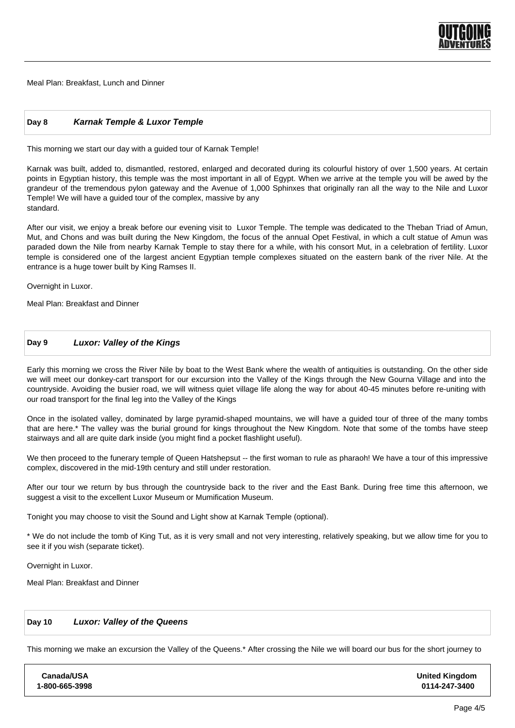Meal Plan: Breakfast, Lunch and Dinner

## Day 8 *Karnak Temple & Luxor Temple*

This morning we start our day with a guided tour of Karnak Temple!

Karnak was built, added to, dismantled, restored, enlarged and decorated during its colourful history of over 1,500 years. At certain points in Egyptian history, this temple was the most important in all of Egypt. When we arrive at the temple you will be awed by the grandeur of the tremendous pylon gateway and the Avenue of 1,000 Sphinxes that originally ran all the way to the Nile and Luxor Temple! We will have a guided tour of the complex, massive by any standard.

After our visit, we enjoy a break before our evening visit to Luxor Temple. The temple was dedicated to the Theban Triad of Amun, Mut, and Chons and was built during the New Kingdom, the focus of the annual Opet Festival, in which a cult statue of Amun was paraded down the Nile from nearby Karnak Temple to stay there for a while, with his consort Mut, in a celebration of fertility. Luxor temple is considered one of the largest ancient Egyptian temple complexes situated on the eastern bank of the river Nile. At the entrance is a huge tower built by King Ramses II.

Overnight in Luxor.

Meal Plan: Breakfast and Dinner

## Day 9 *Luxor: Valley of the Kings*

Early this morning we cross the River Nile by boat to the West Bank where the wealth of antiquities is outstanding. On the other side we will meet our donkey-cart transport for our excursion into the Valley of the Kings through the New Gourna Village and into the countryside. Avoiding the busier road, we will witness quiet village life along the way for about 40-45 minutes before re-uniting with our road transport for the final leg into the Valley of the Kings

Once in the isolated valley, dominated by large pyramid-shaped mountains, we will have a guided tour of three of the many tombs that are here.* The valley was the burial ground for kings throughout the New Kingdom. Note that some of the tombs have steep stairways and all are quite dark inside (you might find a pocket flashlight useful).

We then proceed to the funerary temple of Queen Hatshepsut -- the first woman to rule as pharaoh! We have a tour of this impressive complex, discovered in the mid-19th century and still under restoration.

After our tour we return by bus through the countryside back to the river and the East Bank. During free time this afternoon, we suggest a visit to the excellent Luxor Museum or Mumification Museum.

Tonight you may choose to visit the Sound and Light show at Karnak Temple (optional).

\* We do not include the tomb of King Tut, as it is very small and not very interesting, relatively speaking, but we allow time for you to see it if you wish (separate ticket).

Overnight in Luxor.

Meal Plan: Breakfast and Dinner

## Day 10 *Luxor: Valley of the Queens*

This morning we make an excursion the Valley of the Queens.* After crossing the Nile we will board our bus for the short journey to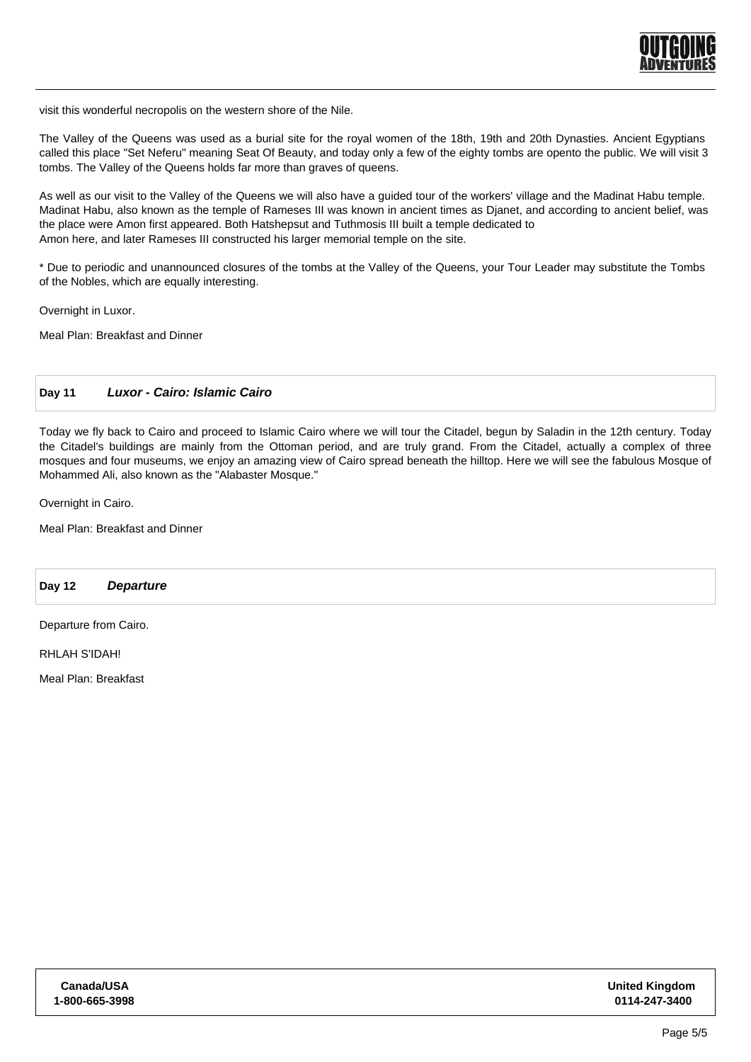visit this wonderful necropolis on the western shore of the Nile.

The Valley of the Queens was used as a burial site for the royal women of the 18th, 19th and 20th Dynasties. Ancient Egyptians called this place "Set Neferu" meaning Seat Of Beauty, and today only a few of the eighty tombs are opento the public. We will visit 3 tombs. The Valley of the Queens holds far more than graves of queens.

As well as our visit to the Valley of the Queens we will also have a guided tour of the workers' village and the Madinat Habu temple. Madinat Habu, also known as the temple of Rameses III was known in ancient times as Djanet, and according to ancient belief, was the place were Amon first appeared. Both Hatshepsut and Tuthmosis III built a temple dedicated to
Amon here, and later Rameses III constructed his larger memorial temple on the site.

* Due to periodic and unannounced closures of the tombs at the Valley of the Queens, your Tour Leader may substitute the Tombs of the Nobles, which are equally interesting.

Overnight in Luxor.

Meal Plan: Breakfast and Dinner

## Day 11 *Luxor - Cairo: Islamic Cairo*

Today we fly back to Cairo and proceed to Islamic Cairo where we will tour the Citadel, begun by Saladin in the 12th century. Today the Citadel's buildings are mainly from the Ottoman period, and are truly grand. From the Citadel, actually a complex of three mosques and four museums, we enjoy an amazing view of Cairo spread beneath the hilltop. Here we will see the fabulous Mosque of Mohammed Ali, also known as the "Alabaster Mosque."

Overnight in Cairo.

Meal Plan: Breakfast and Dinner

## Day 12 *Departure*

Departure from Cairo.

RHLAH S'IDAH!

Meal Plan: Breakfast

**Canada/USA**
**1-800-665-3998**

**United Kingdom**
**0114-247-3400**